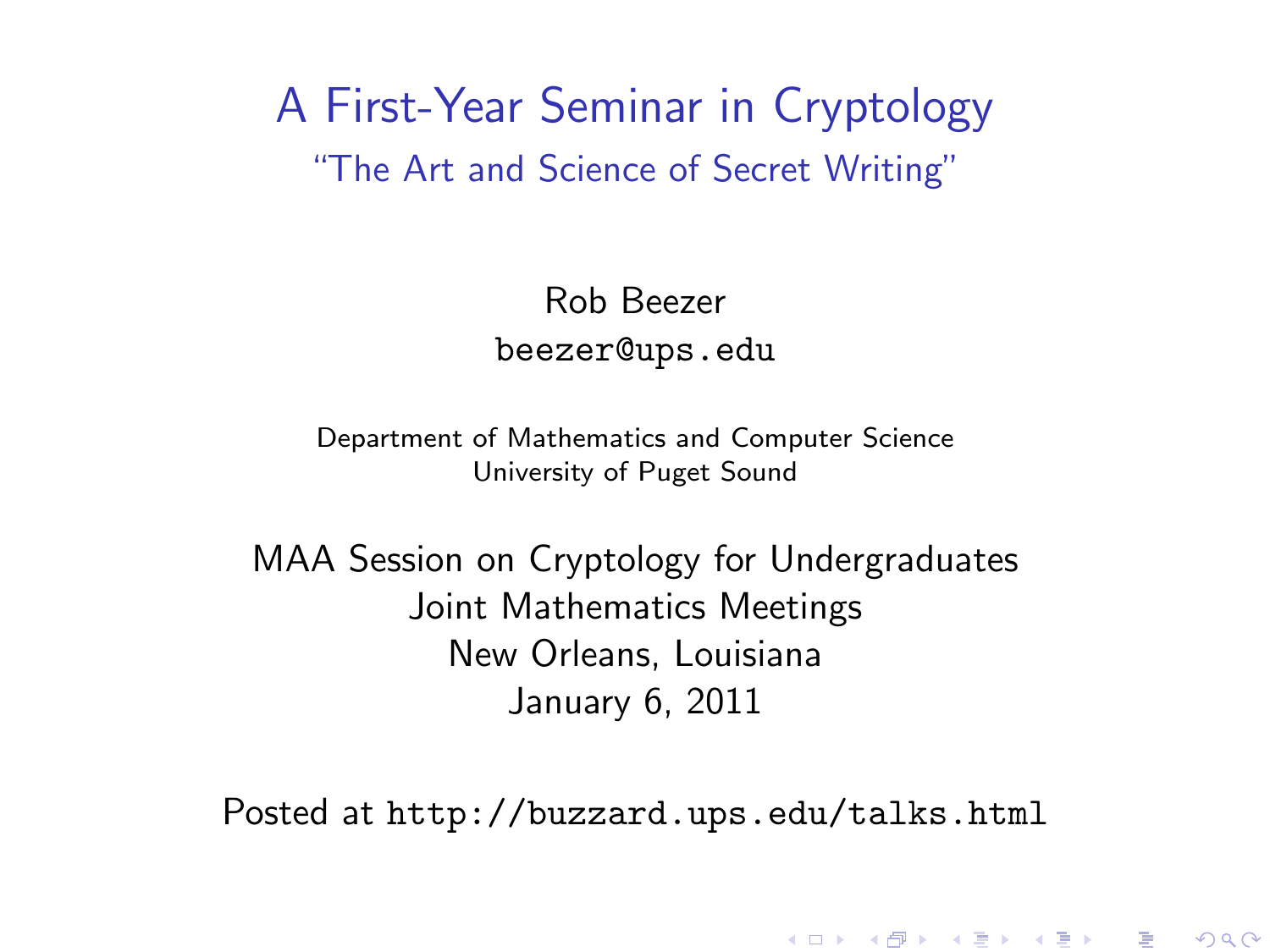# A First-Year Seminar in Cryptology

## "The Art and Science of Secret Writing"

Rob Beezer
beezer@ups.edu

Department of Mathematics and Computer Science
University of Puget Sound

MAA Session on Cryptology for Undergraduates
Joint Mathematics Meetings
New Orleans, Louisiana
January 6, 2011

Posted at http://buzzard.ups.edu/talks.html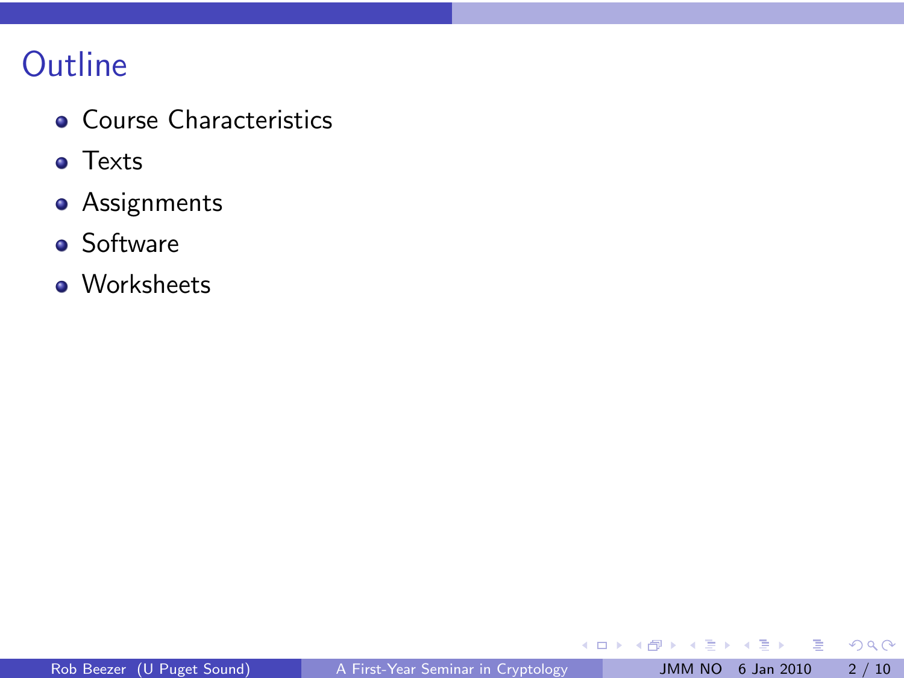# Outline

- Course Characteristics
- Texts
- Assignments
- Software
- Worksheets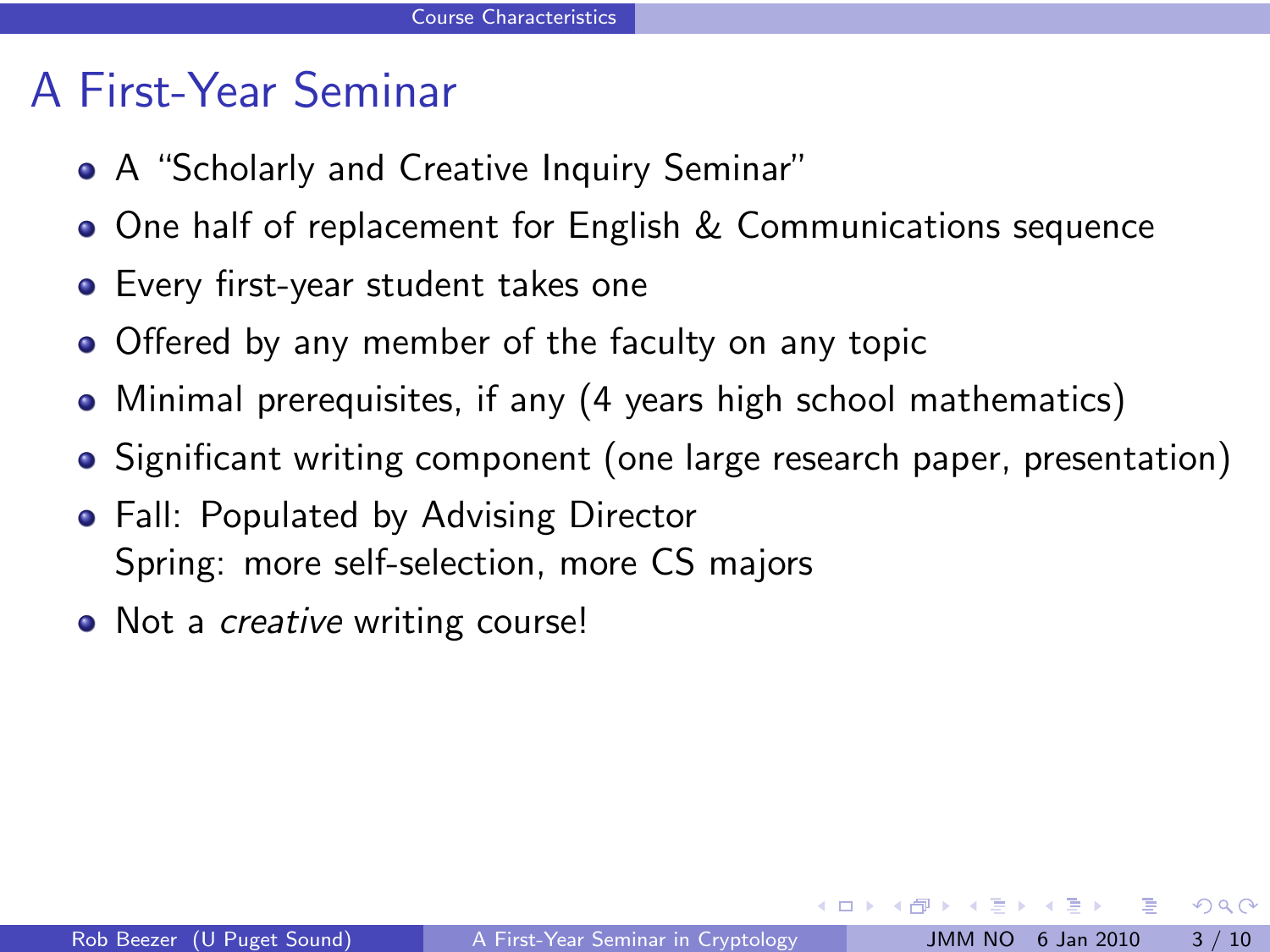# A First-Year Seminar

- A "Scholarly and Creative Inquiry Seminar"
- One half of replacement for English & Communications sequence
- Every first-year student takes one
- Offered by any member of the faculty on any topic
- Minimal prerequisites, if any (4 years high school mathematics)
- Significant writing component (one large research paper, presentation)
- Fall: Populated by Advising Director
  Spring: more self-selection, more CS majors
- Not a *creative* writing course!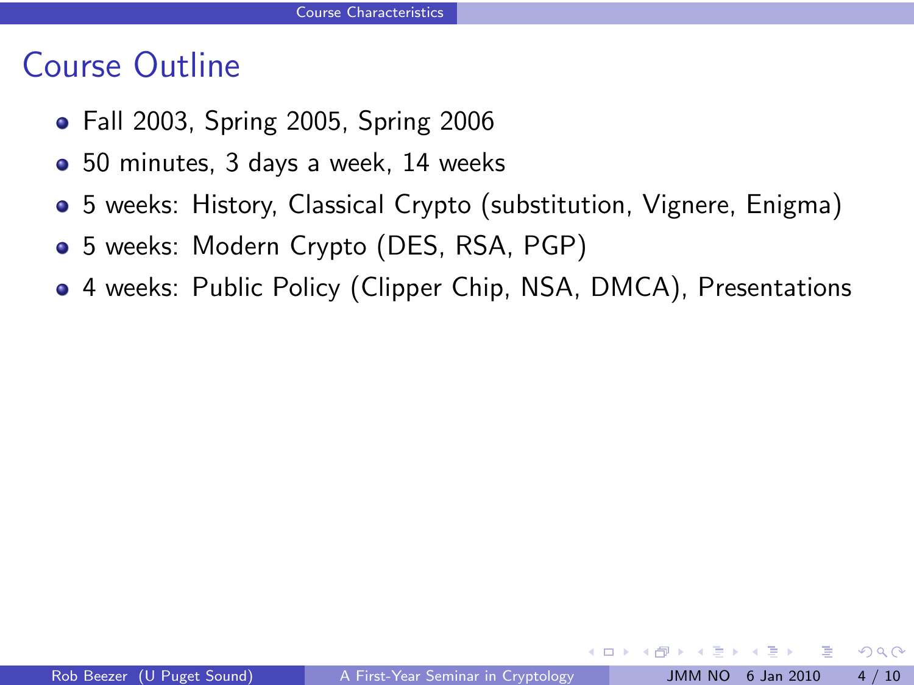## Course Outline

- Fall 2003, Spring 2005, Spring 2006
- 50 minutes, 3 days a week, 14 weeks
- 5 weeks: History, Classical Crypto (substitution, Vignere, Enigma)
- 5 weeks: Modern Crypto (DES, RSA, PGP)
- 4 weeks: Public Policy (Clipper Chip, NSA, DMCA), Presentations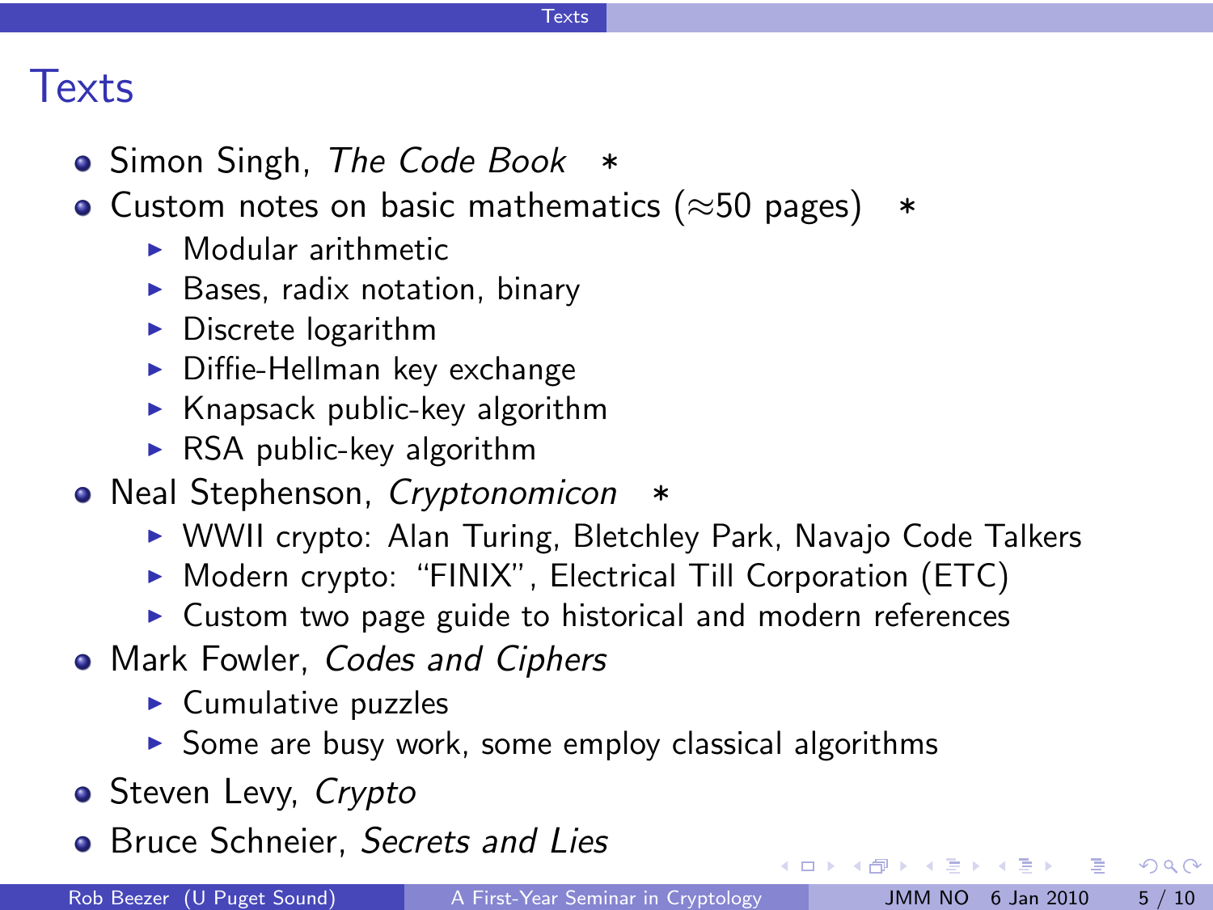# Texts

- Simon Singh, *The Code Book* ∗
- Custom notes on basic mathematics ($\approx$50 pages) ∗
  - Modular arithmetic
  - Bases, radix notation, binary
  - Discrete logarithm
  - Diffie-Hellman key exchange
  - Knapsack public-key algorithm
  - RSA public-key algorithm
- Neal Stephenson, *Cryptonomicon* ∗
  - WWII crypto: Alan Turing, Bletchley Park, Navajo Code Talkers
  - Modern crypto: "FINIX", Electrical Till Corporation (ETC)
  - Custom two page guide to historical and modern references
- Mark Fowler, *Codes and Ciphers*
  - Cumulative puzzles
  - Some are busy work, some employ classical algorithms
- Steven Levy, *Crypto*
- Bruce Schneier, *Secrets and Lies*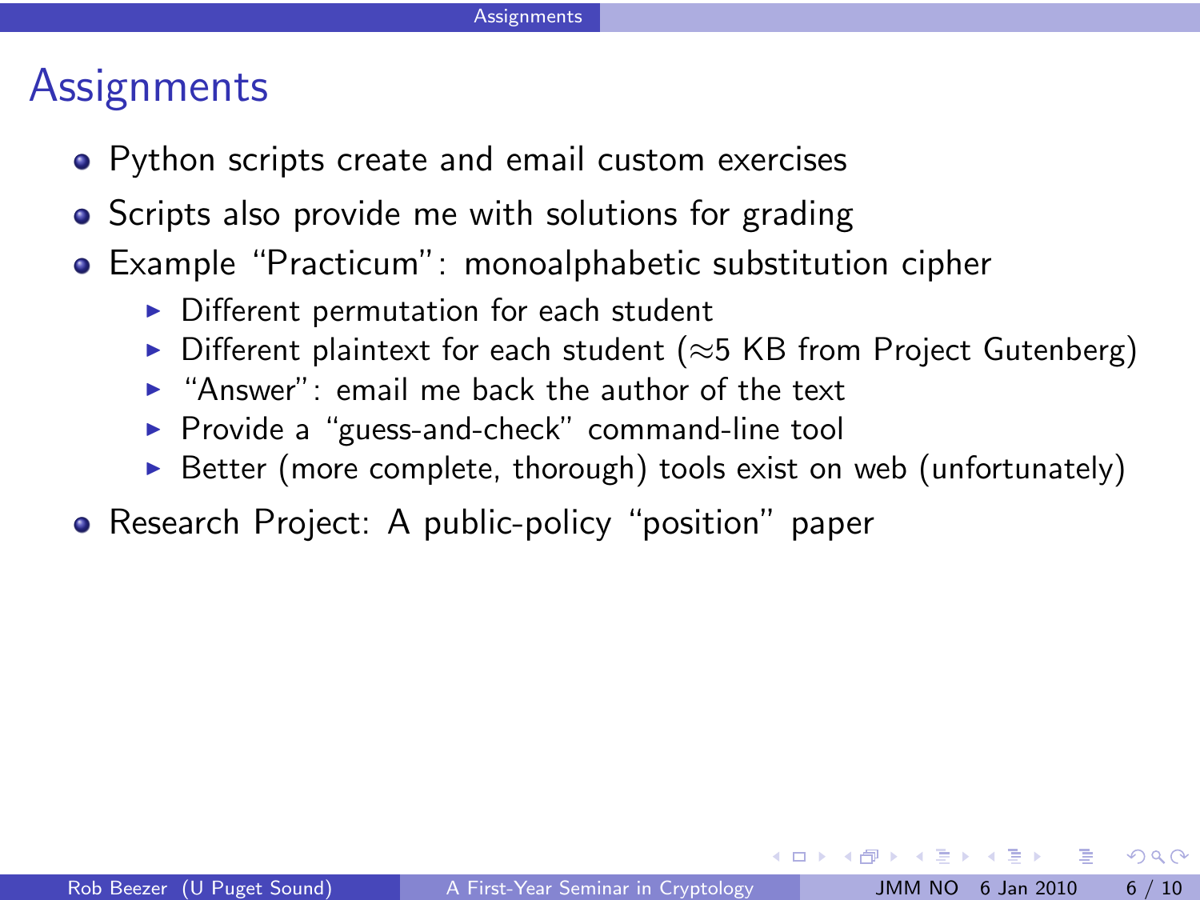# Assignments

- Python scripts create and email custom exercises
- Scripts also provide me with solutions for grading
- Example "Practicum": monoalphabetic substitution cipher
  - Different permutation for each student
  - Different plaintext for each student ($\approx$5 KB from Project Gutenberg)
  - "Answer": email me back the author of the text
  - Provide a "guess-and-check" command-line tool
  - Better (more complete, thorough) tools exist on web (unfortunately)
- Research Project: A public-policy "position" paper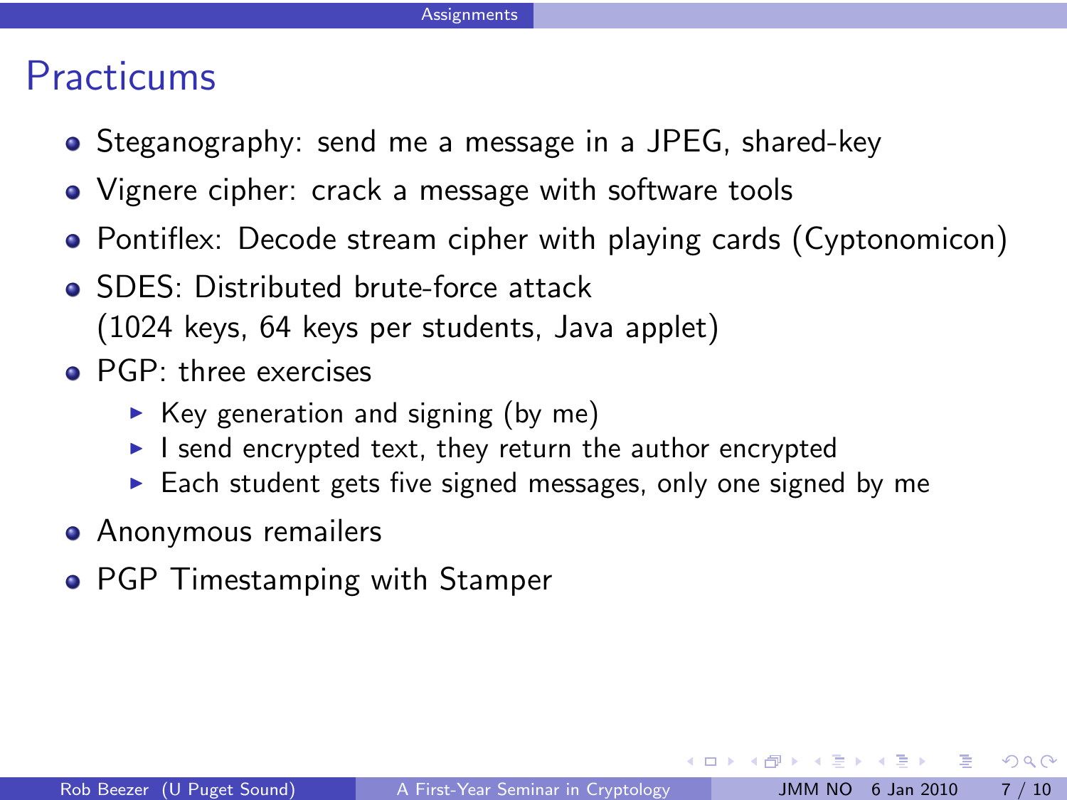# Practicums

- Steganography: send me a message in a JPEG, shared-key
- Vignere cipher: crack a message with software tools
- Pontiflex: Decode stream cipher with playing cards (Cyptonomicon)
- SDES: Distributed brute-force attack
  (1024 keys, 64 keys per students, Java applet)
- PGP: three exercises
  - Key generation and signing (by me)
  - I send encrypted text, they return the author encrypted
  - Each student gets five signed messages, only one signed by me
- Anonymous remailers
- PGP Timestamping with Stamper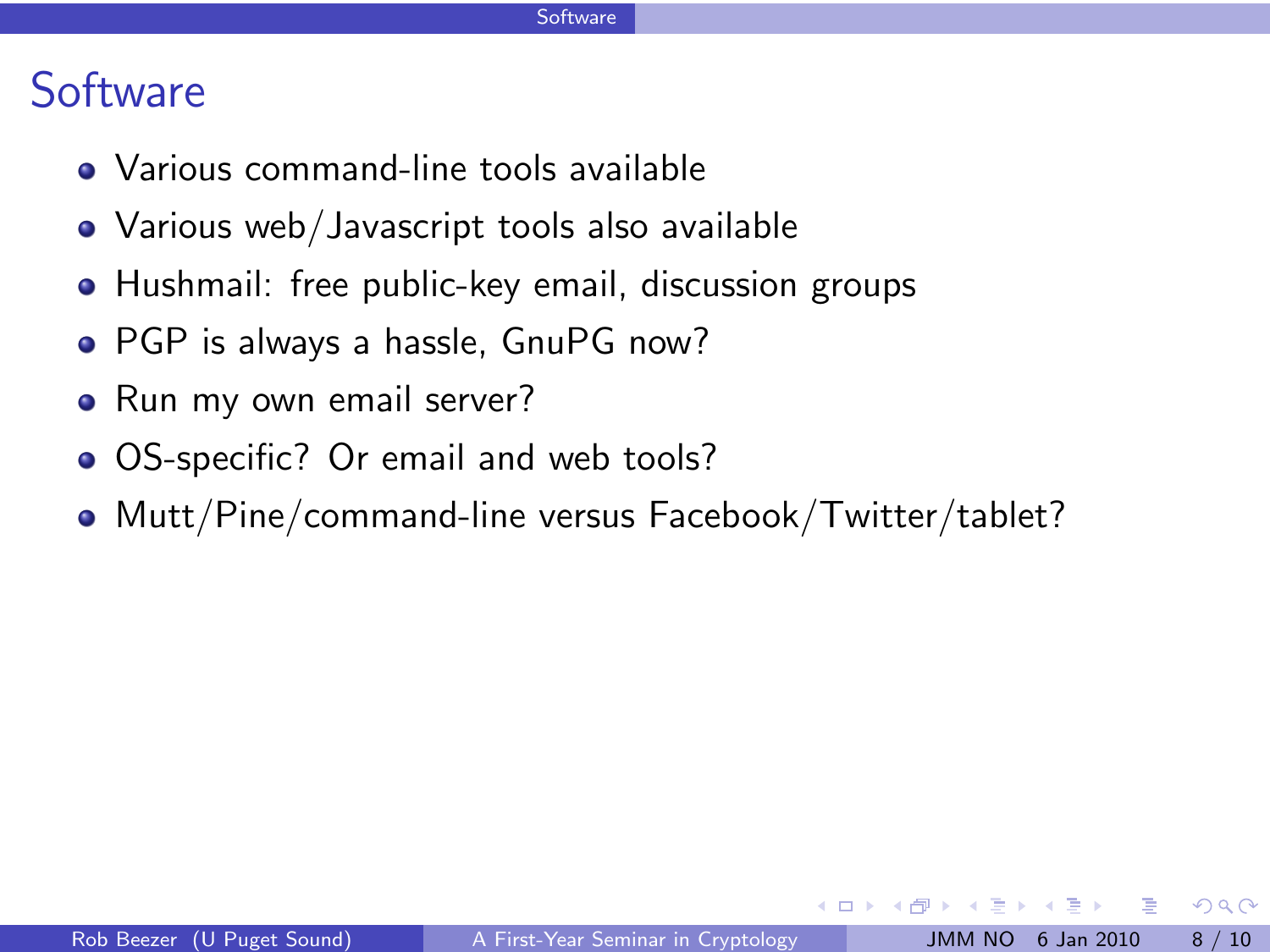# Software

- Various command-line tools available
- Various web/Javascript tools also available
- Hushmail: free public-key email, discussion groups
- PGP is always a hassle, GnuPG now?
- Run my own email server?
- OS-specific? Or email and web tools?
- Mutt/Pine/command-line versus Facebook/Twitter/tablet?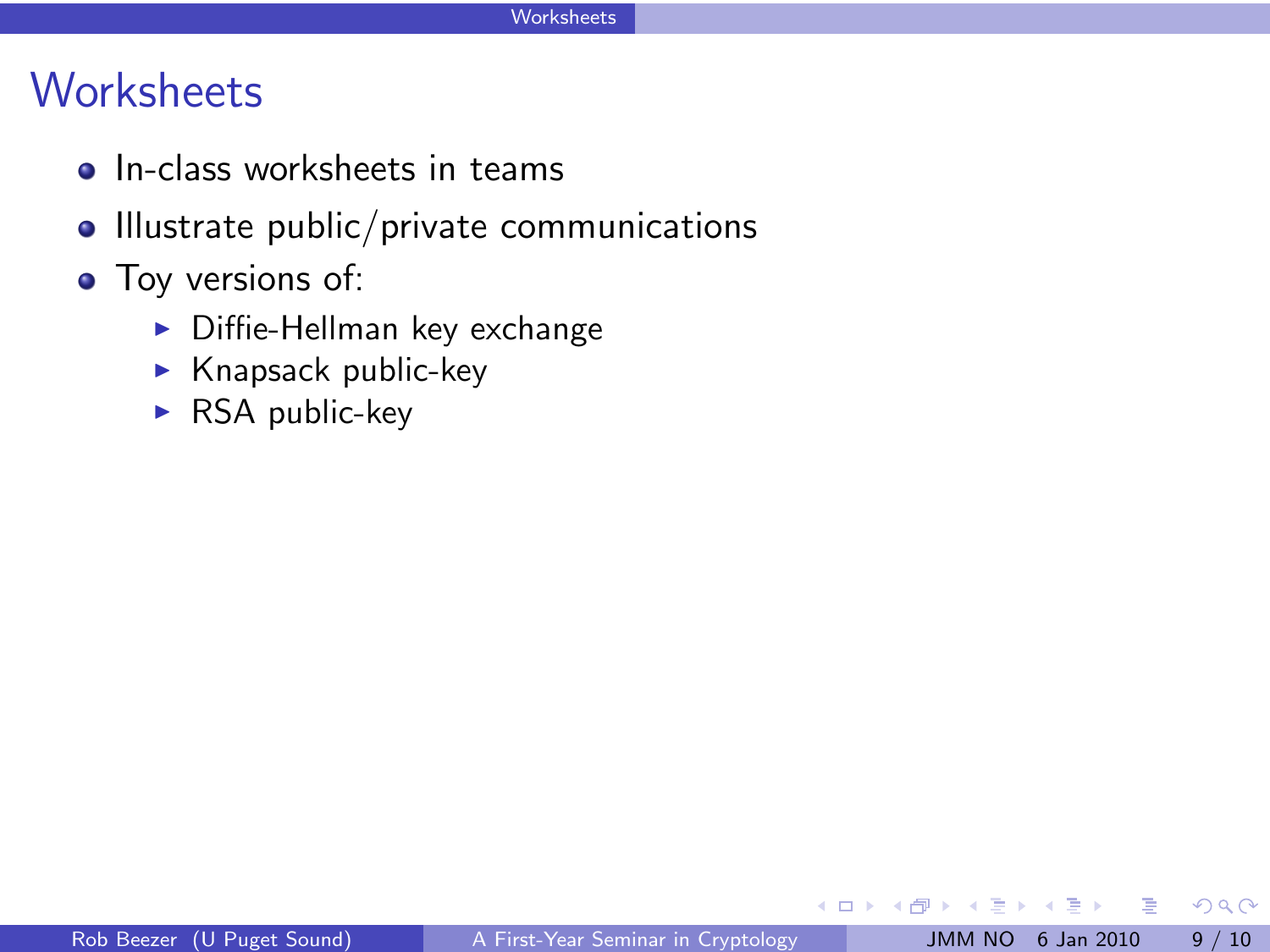# Worksheets

- In-class worksheets in teams
- Illustrate public/private communications
- Toy versions of:
  - Diffie-Hellman key exchange
  - Knapsack public-key
  - RSA public-key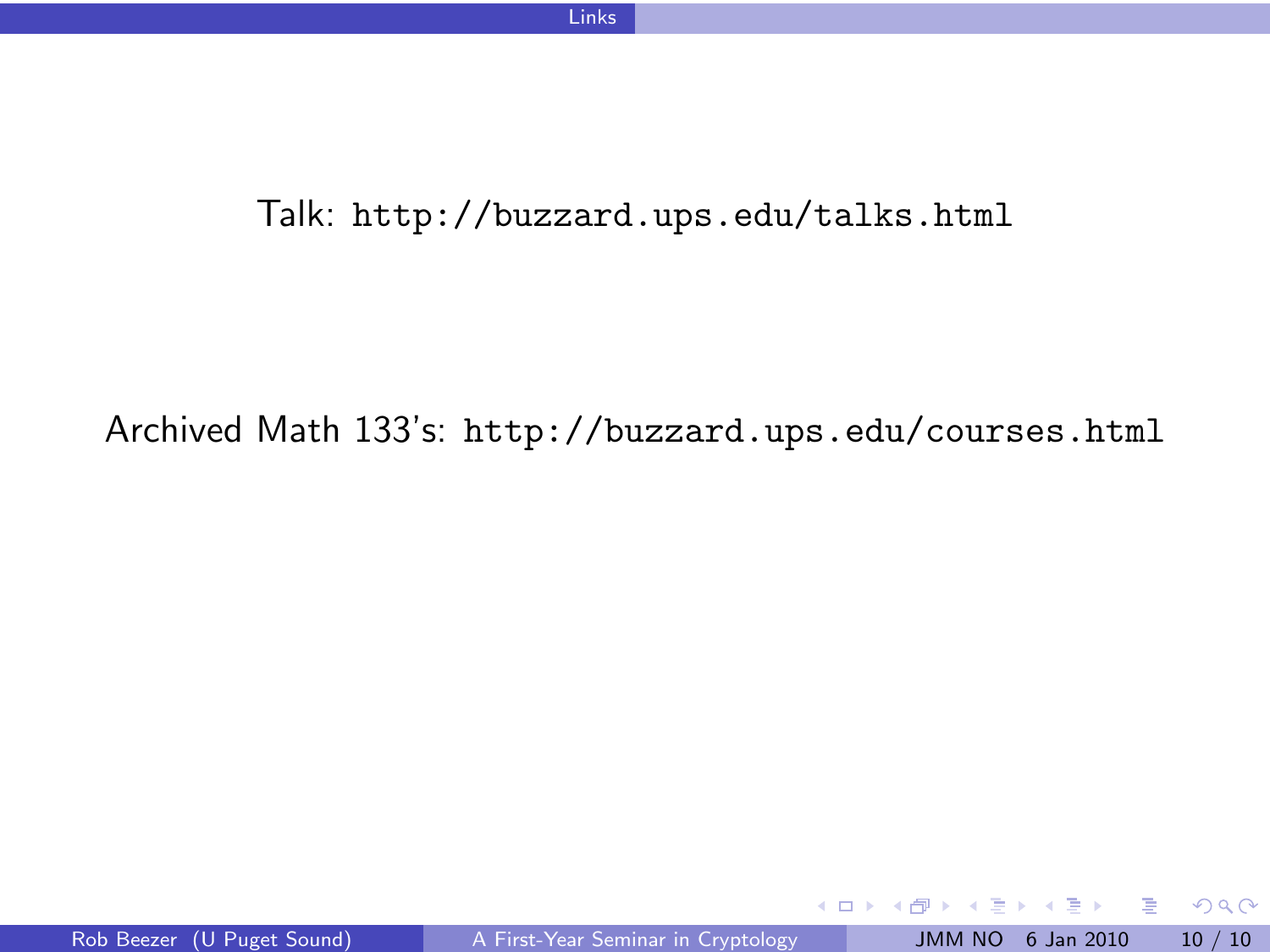## Links

Talk: `http://buzzard.ups.edu/talks.html`

Archived Math 133's: `http://buzzard.ups.edu/courses.html`